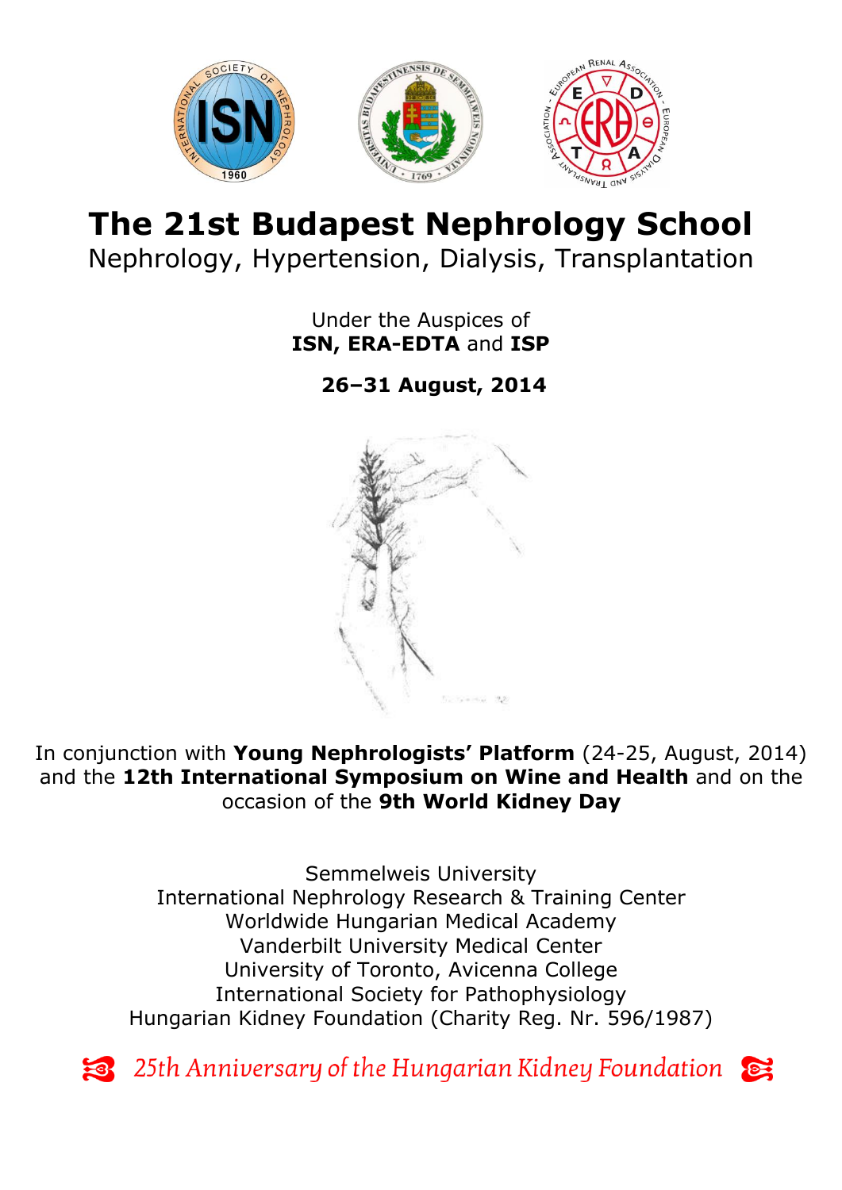# The 21st Budapest Nephrology School

Nephrology, Hypertension, Dialysis, Transplantation

Under the Auspices of
**ISN, ERA-EDTA** and **ISP**

**26–31 August, 2014**

In conjunction with **Young Nephrologists' Platform** (24-25, August, 2014) and the **12th International Symposium on Wine and Health** and on the occasion of the **9th World Kidney Day**

Semmelweis University
International Nephrology Research & Training Center
Worldwide Hungarian Medical Academy
Vanderbilt University Medical Center
University of Toronto, Avicenna College
International Society for Pathophysiology
Hungarian Kidney Foundation (Charity Reg. Nr. 596/1987)

*25th Anniversary of the Hungarian Kidney Foundation*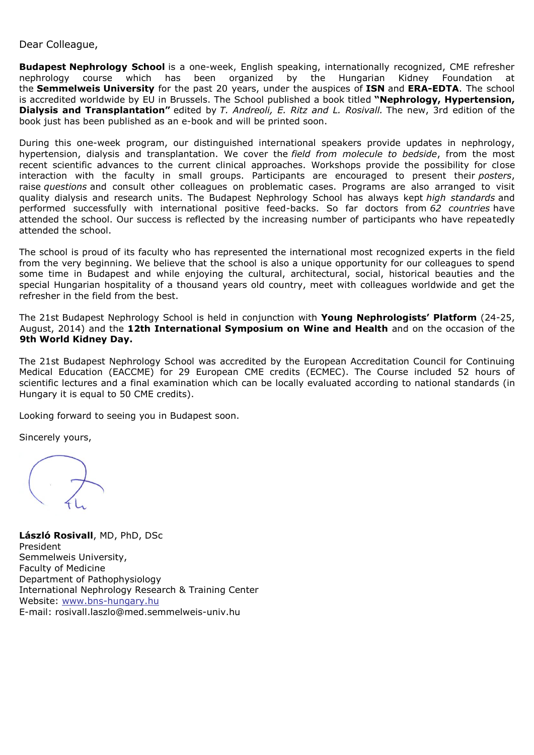Dear Colleague,

**Budapest Nephrology School** is a one-week, English speaking, internationally recognized, CME refresher nephrology course which has been organized by the Hungarian Kidney Foundation at the **Semmelweis University** for the past 20 years, under the auspices of **ISN** and **ERA-EDTA**. The school is accredited worldwide by EU in Brussels. The School published a book titled **"Nephrology, Hypertension, Dialysis and Transplantation"** edited by *T. Andreoli, E. Ritz and L. Rosivall.* The new, 3rd edition of the book just has been published as an e-book and will be printed soon.

During this one-week program, our distinguished international speakers provide updates in nephrology, hypertension, dialysis and transplantation. We cover the *field from molecule to bedside*, from the most recent scientific advances to the current clinical approaches. Workshops provide the possibility for close interaction with the faculty in small groups. Participants are encouraged to present their *posters*, raise *questions* and consult other colleagues on problematic cases. Programs are also arranged to visit quality dialysis and research units. The Budapest Nephrology School has always kept *high standards* and performed successfully with international positive feed-backs. So far doctors from *62 countries* have attended the school. Our success is reflected by the increasing number of participants who have repeatedly attended the school.

The school is proud of its faculty who has represented the international most recognized experts in the field from the very beginning. We believe that the school is also a unique opportunity for our colleagues to spend some time in Budapest and while enjoying the cultural, architectural, social, historical beauties and the special Hungarian hospitality of a thousand years old country, meet with colleagues worldwide and get the refresher in the field from the best.

The 21st Budapest Nephrology School is held in conjunction with **Young Nephrologists' Platform** (24-25, August, 2014) and the **12th International Symposium on Wine and Health** and on the occasion of the **9th World Kidney Day.**

The 21st Budapest Nephrology School was accredited by the European Accreditation Council for Continuing Medical Education (EACCME) for 29 European CME credits (ECMEC). The Course included 52 hours of scientific lectures and a final examination which can be locally evaluated according to national standards (in Hungary it is equal to 50 CME credits).

Looking forward to seeing you in Budapest soon.

Sincerely yours,

**László Rosivall**, MD, PhD, DSc
President
Semmelweis University,
Faculty of Medicine
Department of Pathophysiology
International Nephrology Research & Training Center
Website: [www.bns-hungary.hu](http://www.bns-hungary.hu)
E-mail: rosivall.laszlo@med.semmelweis-univ.hu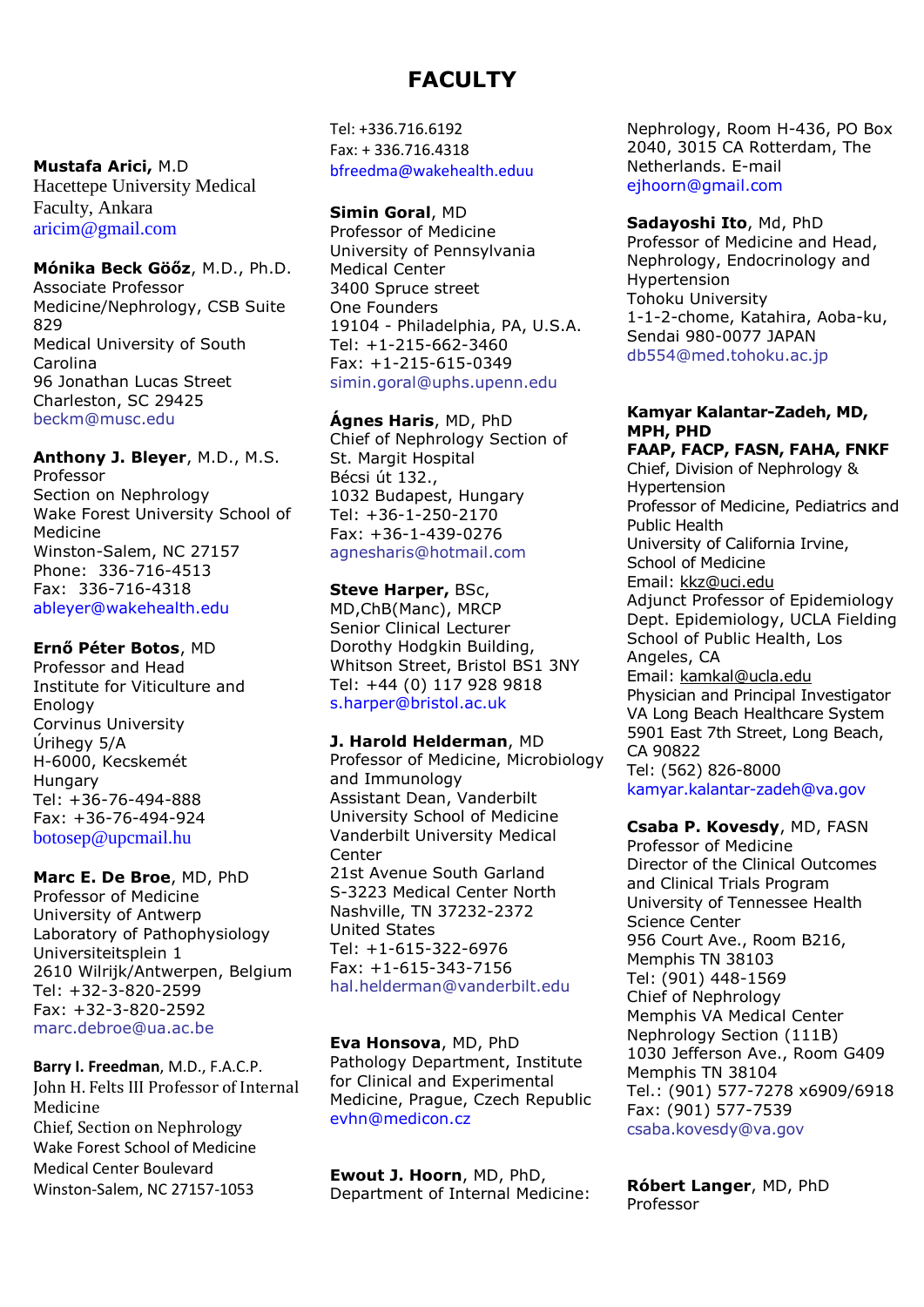# FACULTY

**Mustafa Arici,** M.D
Hacettepe University Medical Faculty, Ankara
aricim@gmail.com

**Mónika Beck Gööz**, M.D., Ph.D.
Associate Professor
Medicine/Nephrology, CSB Suite 829
Medical University of South Carolina
96 Jonathan Lucas Street
Charleston, SC 29425
beckm@musc.edu

**Anthony J. Bleyer**, M.D., M.S.
Professor
Section on Nephrology
Wake Forest University School of Medicine
Winston-Salem, NC 27157
Phone: 336-716-4513
Fax: 336-716-4318
ableyer@wakehealth.edu

**Ernő Péter Botos**, MD
Professor and Head
Institute for Viticulture and Enology
Corvinus University
Úrihegy 5/A
H-6000, Kecskemét
Hungary
Tel: +36-76-494-888
Fax: +36-76-494-924
botosep@upcmail.hu

**Marc E. De Broe**, MD, PhD
Professor of Medicine
University of Antwerp
Laboratory of Pathophysiology
Universiteitsplein 1
2610 Wilrijk/Antwerpen, Belgium
Tel: +32-3-820-2599
Fax: +32-3-820-2592
marc.debroe@ua.ac.be

**Barry I. Freedman**, M.D., F.A.C.P.
John H. Felts III Professor of Internal Medicine
Chief, Section on Nephrology
Wake Forest School of Medicine
Medical Center Boulevard
Winston-Salem, NC 27157-1053
Tel: +336.716.6192
Fax: + 336.716.4318
bfreedma@wakehealth.eduu

**Simin Goral**, MD
Professor of Medicine
University of Pennsylvania Medical Center
3400 Spruce street
One Founders
19104 - Philadelphia, PA, U.S.A.
Tel: +1-215-662-3460
Fax: +1-215-615-0349
simin.goral@uphs.upenn.edu

**Ágnes Haris**, MD, PhD
Chief of Nephrology Section of St. Margit Hospital
Bécsi út 132.,
1032 Budapest, Hungary
Tel: +36-1-250-2170
Fax: +36-1-439-0276
agnesharis@hotmail.com

**Steve Harper,** BSc, MD,ChB(Manc), MRCP
Senior Clinical Lecturer
Dorothy Hodgkin Building,
Whitson Street, Bristol BS1 3NY
Tel: +44 (0) 117 928 9818
s.harper@bristol.ac.uk

**J. Harold Helderman**, MD
Professor of Medicine, Microbiology and Immunology
Assistant Dean, Vanderbilt University School of Medicine
Vanderbilt University Medical Center
21st Avenue South Garland
S-3223 Medical Center North
Nashville, TN 37232-2372
United States
Tel: +1-615-322-6976
Fax: +1-615-343-7156
hal.helderman@vanderbilt.edu

**Eva Honsova**, MD, PhD
Pathology Department, Institute for Clinical and Experimental Medicine, Prague, Czech Republic
evhn@medicon.cz

**Ewout J. Hoorn**, MD, PhD,
Department of Internal Medicine: Nephrology, Room H-436, PO Box 2040, 3015 CA Rotterdam, The Netherlands. E-mail
ejhoorn@gmail.com

**Sadayoshi Ito**, Md, PhD
Professor of Medicine and Head, Nephrology, Endocrinology and Hypertension
Tohoku University
1-1-2-chome, Katahira, Aoba-ku, Sendai 980-0077 JAPAN
db554@med.tohoku.ac.jp

**Kamyar Kalantar-Zadeh, MD, MPH, PHD**
**FAAP, FACP, FASN, FAHA, FNKF**
Chief, Division of Nephrology & Hypertension
Professor of Medicine, Pediatrics and Public Health
University of California Irvine, School of Medicine
Email: kkz@uci.edu
Adjunct Professor of Epidemiology
Dept. Epidemiology, UCLA Fielding School of Public Health, Los Angeles, CA
Email: kamkal@ucla.edu
Physician and Principal Investigator
VA Long Beach Healthcare System
5901 East 7th Street, Long Beach, CA 90822
Tel: (562) 826-8000
kamyar.kalantar-zadeh@va.gov

**Csaba P. Kovesdy**, MD, FASN
Professor of Medicine
Director of the Clinical Outcomes and Clinical Trials Program
University of Tennessee Health Science Center
956 Court Ave., Room B216,
Memphis TN 38103
Tel: (901) 448-1569
Chief of Nephrology
Memphis VA Medical Center
Nephrology Section (111B)
1030 Jefferson Ave., Room G409
Memphis TN 38104
Tel.: (901) 577-7278 x6909/6918
Fax: (901) 577-7539
csaba.kovesdy@va.gov

**Róbert Langer**, MD, PhD
Professor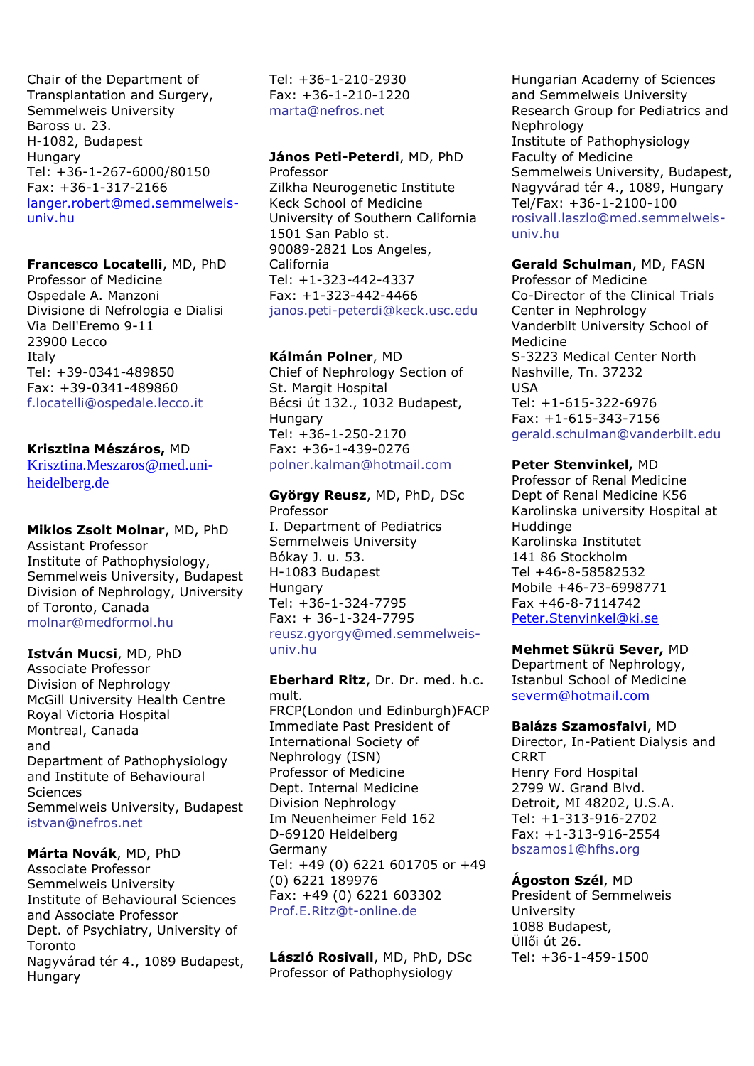Chair of the Department of Transplantation and Surgery, Semmelweis University
Baross u. 23.
H-1082, Budapest
Hungary
Tel: +36-1-267-6000/80150
Fax: +36-1-317-2166
langer.robert@med.semmelweis-univ.hu

**Francesco Locatelli**, MD, PhD
Professor of Medicine
Ospedale A. Manzoni
Divisione di Nefrologia e Dialisi
Via Dell'Eremo 9-11
23900 Lecco
Italy
Tel: +39-0341-489850
Fax: +39-0341-489860
f.locatelli@ospedale.lecco.it

**Krisztina Mészáros,** MD
Krisztina.Meszaros@med.uni-heidelberg.de

**Miklos Zsolt Molnar**, MD, PhD
Assistant Professor
Institute of Pathophysiology, Semmelweis University, Budapest
Division of Nephrology, University of Toronto, Canada
molnar@medformol.hu

**István Mucsi**, MD, PhD
Associate Professor
Division of Nephrology
McGill University Health Centre
Royal Victoria Hospital
Montreal, Canada
and
Department of Pathophysiology and Institute of Behavioural Sciences
Semmelweis University, Budapest
istvan@nefros.net

**Márta Novák**, MD, PhD
Associate Professor
Semmelweis University
Institute of Behavioural Sciences and Associate Professor
Dept. of Psychiatry, University of Toronto
Nagyvárad tér 4., 1089 Budapest, Hungary
Tel: +36-1-210-2930
Fax: +36-1-210-1220
marta@nefros.net

**János Peti-Peterdi**, MD, PhD
Professor
Zilkha Neurogenetic Institute
Keck School of Medicine
University of Southern California
1501 San Pablo st.
90089-2821 Los Angeles, California
Tel: +1-323-442-4337
Fax: +1-323-442-4466
janos.peti-peterdi@keck.usc.edu

**Kálmán Polner**, MD
Chief of Nephrology Section of St. Margit Hospital
Bécsi út 132., 1032 Budapest, Hungary
Tel: +36-1-250-2170
Fax: +36-1-439-0276
polner.kalman@hotmail.com

**György Reusz**, MD, PhD, DSc
Professor
I. Department of Pediatrics
Semmelweis University
Bókay J. u. 53.
H-1083 Budapest
Hungary
Tel: +36-1-324-7795
Fax: + 36-1-324-7795
reusz.gyorgy@med.semmelweis-univ.hu

**Eberhard Ritz**, Dr. Dr. med. h.c. mult.
FRCP(London und Edinburgh)FACP
Immediate Past President of International Society of Nephrology (ISN)
Professor of Medicine
Dept. Internal Medicine
Division Nephrology
Im Neuenheimer Feld 162
D-69120 Heidelberg
Germany
Tel: +49 (0) 6221 601705 or +49 (0) 6221 189976
Fax: +49 (0) 6221 603302
Prof.E.Ritz@t-online.de

**László Rosivall**, MD, PhD, DSc
Professor of Pathophysiology
Hungarian Academy of Sciences and Semmelweis University Research Group for Pediatrics and Nephrology
Institute of Pathophysiology
Faculty of Medicine
Semmelweis University, Budapest,
Nagyvárad tér 4., 1089, Hungary
Tel/Fax: +36-1-2100-100
rosivall.laszlo@med.semmelweis-univ.hu

**Gerald Schulman**, MD, FASN
Professor of Medicine
Co-Director of the Clinical Trials Center in Nephrology
Vanderbilt University School of Medicine
S-3223 Medical Center North
Nashville, Tn. 37232
USA
Tel: +1-615-322-6976
Fax: +1-615-343-7156
gerald.schulman@vanderbilt.edu

**Peter Stenvinkel,** MD
Professor of Renal Medicine
Dept of Renal Medicine K56
Karolinska university Hospital at Huddinge
Karolinska Institutet
141 86 Stockholm
Tel +46-8-58582532
Mobile +46-73-6998771
Fax +46-8-7114742
Peter.Stenvinkel@ki.se

**Mehmet Sükrü Sever,** MD
Department of Nephrology, Istanbul School of Medicine
severm@hotmail.com

**Balázs Szamosfalvi**, MD
Director, In-Patient Dialysis and CRRT
Henry Ford Hospital
2799 W. Grand Blvd.
Detroit, MI 48202, U.S.A.
Tel: +1-313-916-2702
Fax: +1-313-916-2554
bszamos1@hfhs.org

**Ágoston Szél**, MD
President of Semmelweis University
1088 Budapest,
Üllői út 26.
Tel: +36-1-459-1500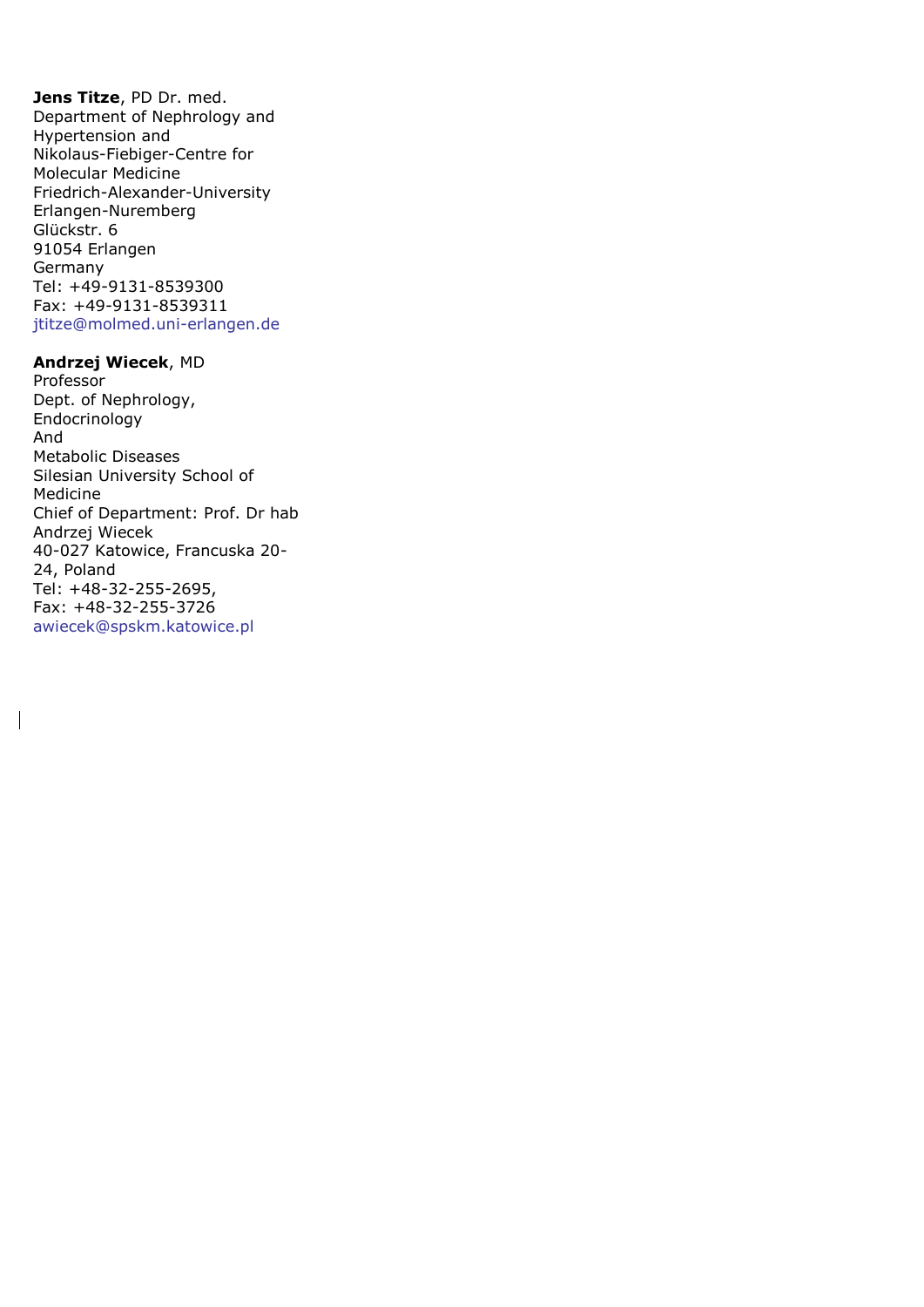**Jens Titze**, PD Dr. med.
Department of Nephrology and Hypertension and
Nikolaus-Fiebiger-Centre for Molecular Medicine
Friedrich-Alexander-University Erlangen-Nuremberg
Glückstr. 6
91054 Erlangen
Germany
Tel: +49-9131-8539300
Fax: +49-9131-8539311
jtitze@molmed.uni-erlangen.de

**Andrzej Wiecek**, MD
Professor
Dept. of Nephrology, Endocrinology
And
Metabolic Diseases
Silesian University School of Medicine
Chief of Department: Prof. Dr hab Andrzej Wiecek
40-027 Katowice, Francuska 20-24, Poland
Tel: +48-32-255-2695,
Fax: +48-32-255-3726
awiecek@spskm.katowice.pl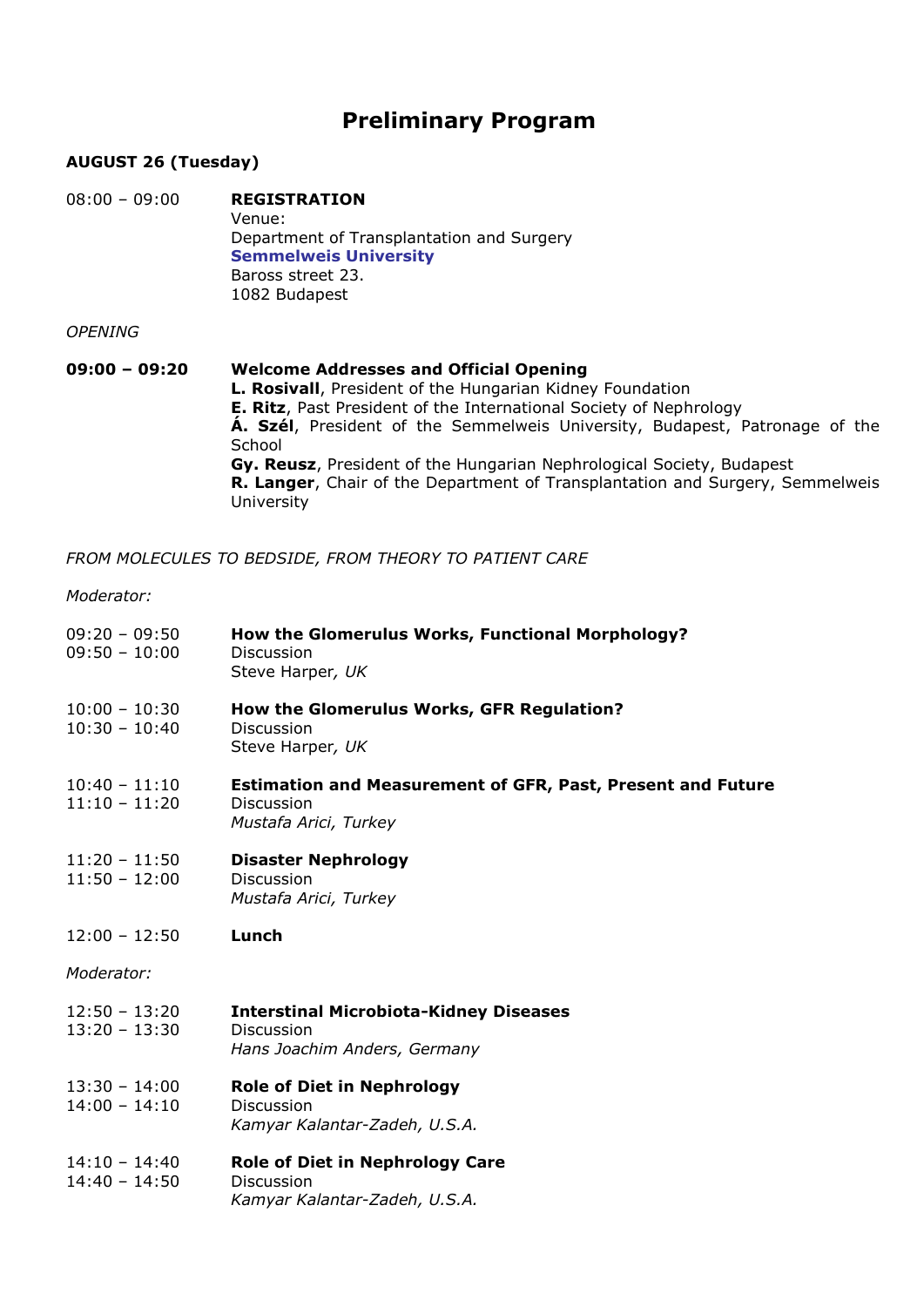# Preliminary Program

**AUGUST 26 (Tuesday)**

08:00 – 09:00 **REGISTRATION**
Venue:
Department of Transplantation and Surgery
**Semmelweis University**
Baross street 23.
1082 Budapest

*OPENING*

**09:00 – 09:20** **Welcome Addresses and Official Opening**
**L. Rosivall**, President of the Hungarian Kidney Foundation
**E. Ritz**, Past President of the International Society of Nephrology
**Á. Szél**, President of the Semmelweis University, Budapest, Patronage of the School
**Gy. Reusz**, President of the Hungarian Nephrological Society, Budapest
**R. Langer**, Chair of the Department of Transplantation and Surgery, Semmelweis University

*FROM MOLECULES TO BEDSIDE, FROM THEORY TO PATIENT CARE*

*Moderator:*

09:20 – 09:50 **How the Glomerulus Works, Functional Morphology?**
09:50 – 10:00 Discussion
Steve Harper*, UK*

10:00 – 10:30 **How the Glomerulus Works, GFR Regulation?**
10:30 – 10:40 Discussion
Steve Harper*, UK*

10:40 – 11:10 **Estimation and Measurement of GFR, Past, Present and Future**
11:10 – 11:20 Discussion
*Mustafa Arici, Turkey*

11:20 – 11:50 **Disaster Nephrology**
11:50 – 12:00 Discussion
*Mustafa Arici, Turkey*

12:00 – 12:50 **Lunch**

*Moderator:*

12:50 – 13:20 **Interstinal Microbiota-Kidney Diseases**
13:20 – 13:30 Discussion
*Hans Joachim Anders, Germany*

13:30 – 14:00 **Role of Diet in Nephrology**
14:00 – 14:10 Discussion
*Kamyar Kalantar-Zadeh, U.S.A.*

14:10 – 14:40 **Role of Diet in Nephrology Care**
14:40 – 14:50 Discussion
*Kamyar Kalantar-Zadeh, U.S.A.*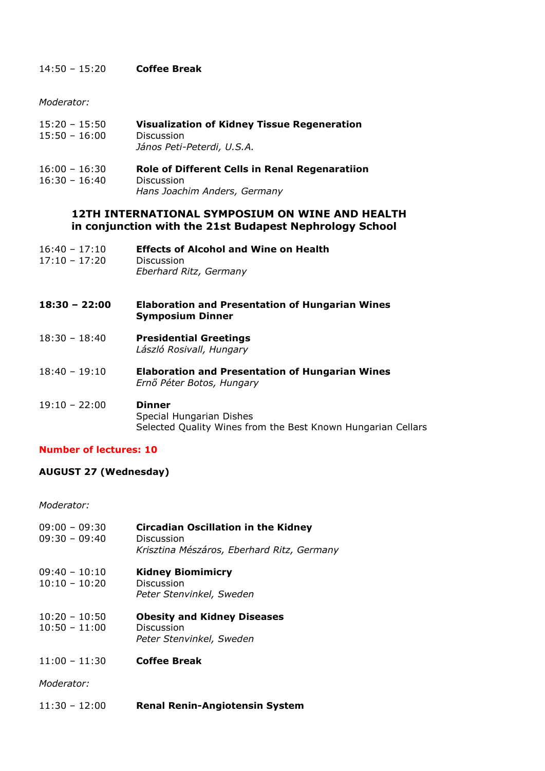14:50 – 15:20 **Coffee Break**

*Moderator:*

15:20 – 15:50 **Visualization of Kidney Tissue Regeneration**
15:50 – 16:00 Discussion
*János Peti-Peterdi, U.S.A.*

16:00 – 16:30 **Role of Different Cells in Renal Regenaratiion**
16:30 – 16:40 Discussion
*Hans Joachim Anders, Germany*

### 12TH INTERNATIONAL SYMPOSIUM ON WINE AND HEALTH in conjunction with the 21st Budapest Nephrology School

16:40 – 17:10 **Effects of Alcohol and Wine on Health**
17:10 – 17:20 Discussion
*Eberhard Ritz, Germany*

**18:30 – 22:00** **Elaboration and Presentation of Hungarian Wines Symposium Dinner**

18:30 – 18:40 **Presidential Greetings**
*László Rosivall, Hungary*

18:40 – 19:10 **Elaboration and Presentation of Hungarian Wines**
*Ernő Péter Botos, Hungary*

19:10 – 22:00 **Dinner**
Special Hungarian Dishes
Selected Quality Wines from the Best Known Hungarian Cellars

**Number of lectures: 10**

**AUGUST 27 (Wednesday)**

*Moderator:*

09:00 – 09:30 **Circadian Oscillation in the Kidney**
09:30 – 09:40 Discussion
*Krisztina Mészáros, Eberhard Ritz, Germany*

09:40 – 10:10 **Kidney Biomimicry**
10:10 – 10:20 Discussion
*Peter Stenvinkel, Sweden*

10:20 – 10:50 **Obesity and Kidney Diseases**
10:50 – 11:00 Discussion
*Peter Stenvinkel, Sweden*

11:00 – 11:30 **Coffee Break**

*Moderator:*

11:30 – 12:00 **Renal Renin-Angiotensin System**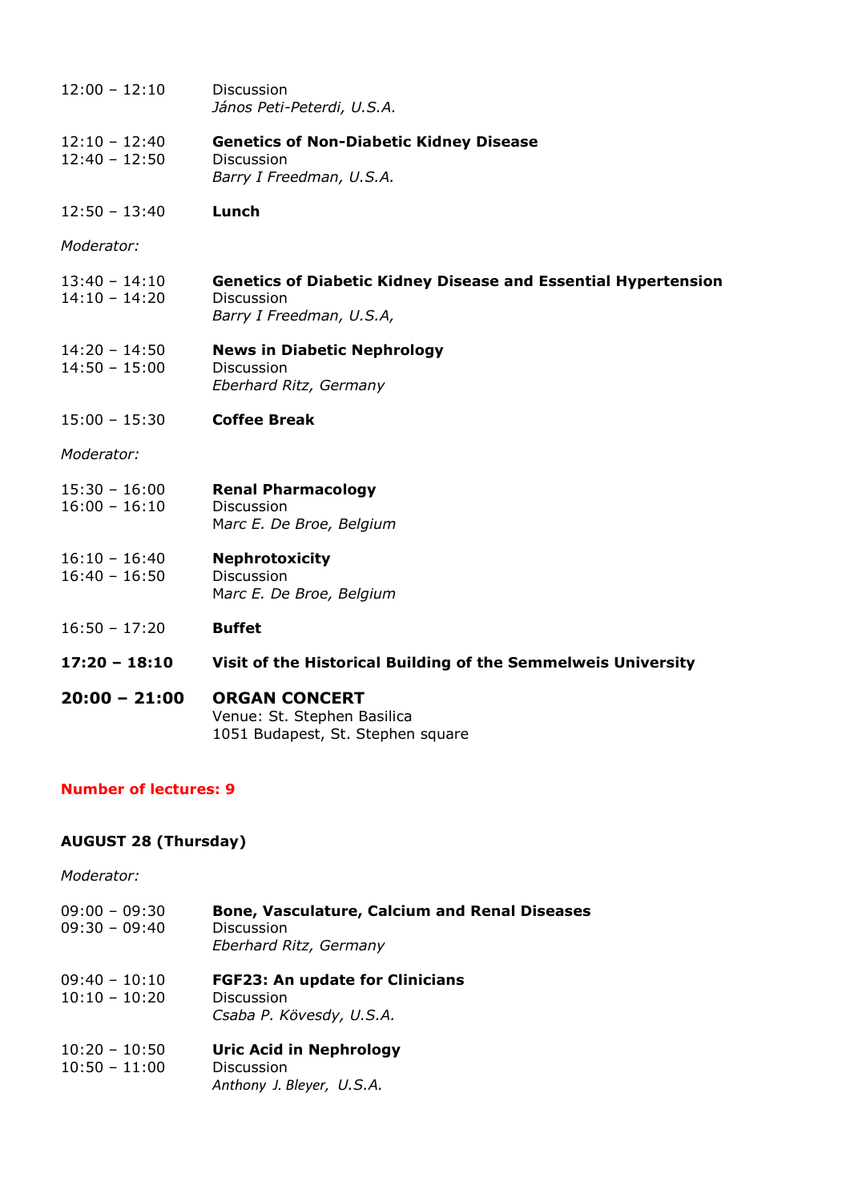12:00 – 12:10 Discussion
*János Peti-Peterdi, U.S.A.*

12:10 – 12:40 **Genetics of Non-Diabetic Kidney Disease**
12:40 – 12:50 Discussion
*Barry I Freedman, U.S.A.*

12:50 – 13:40 **Lunch**

*Moderator:*

13:40 – 14:10 **Genetics of Diabetic Kidney Disease and Essential Hypertension**
14:10 – 14:20 Discussion
*Barry I Freedman, U.S.A,*

14:20 – 14:50 **News in Diabetic Nephrology**
14:50 – 15:00 Discussion
*Eberhard Ritz, Germany*

15:00 – 15:30 **Coffee Break**

*Moderator:*

15:30 – 16:00 **Renal Pharmacology**
16:00 – 16:10 Discussion
Marc E. De Broe, Belgium

16:10 – 16:40 **Nephrotoxicity**
16:40 – 16:50 Discussion
Marc E. De Broe, Belgium

16:50 – 17:20 **Buffet**

**17:20 – 18:10 Visit of the Historical Building of the Semmelweis University**

**20:00 – 21:00 ORGAN CONCERT**
Venue: St. Stephen Basilica
1051 Budapest, St. Stephen square

**Number of lectures: 9**

**AUGUST 28 (Thursday)**

*Moderator:*

09:00 – 09:30 **Bone, Vasculature, Calcium and Renal Diseases**
09:30 – 09:40 Discussion
*Eberhard Ritz, Germany*

09:40 – 10:10 **FGF23: An update for Clinicians**
10:10 – 10:20 Discussion
*Csaba P. Kövesdy, U.S.A.*

10:20 – 10:50 **Uric Acid in Nephrology**
10:50 – 11:00 Discussion
*Anthony J. Bleyer, U.S.A.*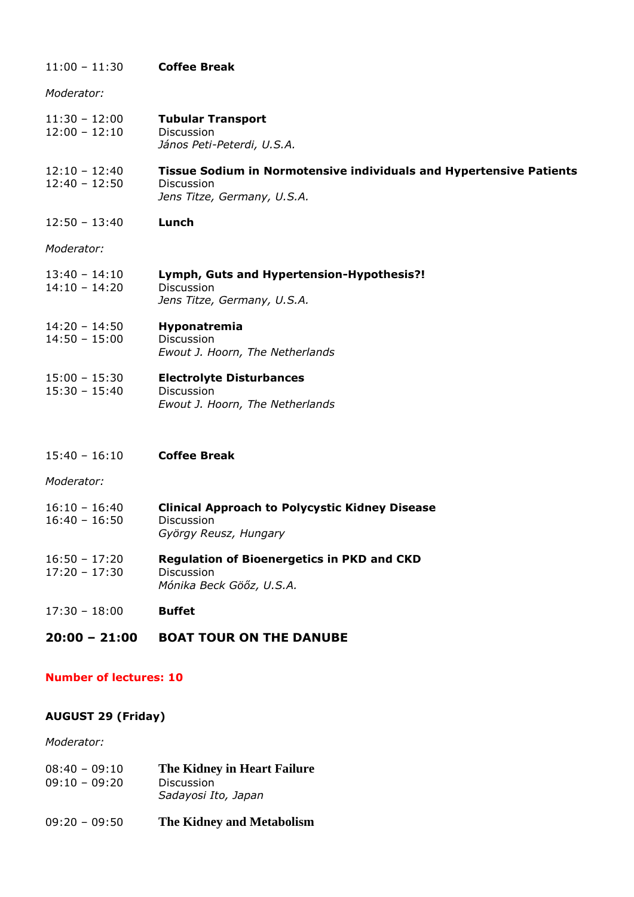11:00 – 11:30 **Coffee Break**

*Moderator:*

11:30 – 12:00 **Tubular Transport**
12:00 – 12:10 Discussion
*János Peti-Peterdi, U.S.A.*

12:10 – 12:40 **Tissue Sodium in Normotensive individuals and Hypertensive Patients**
12:40 – 12:50 Discussion
*Jens Titze, Germany, U.S.A.*

12:50 – 13:40 **Lunch**

*Moderator:*

13:40 – 14:10 **Lymph, Guts and Hypertension-Hypothesis?!**
14:10 – 14:20 Discussion
*Jens Titze, Germany, U.S.A.*

14:20 – 14:50 **Hyponatremia**
14:50 – 15:00 Discussion
*Ewout J. Hoorn, The Netherlands*

15:00 – 15:30 **Electrolyte Disturbances**
15:30 – 15:40 Discussion
*Ewout J. Hoorn, The Netherlands*

15:40 – 16:10 **Coffee Break**

*Moderator:*

16:10 – 16:40 **Clinical Approach to Polycystic Kidney Disease**
16:40 – 16:50 Discussion
*György Reusz, Hungary*

16:50 – 17:20 **Regulation of Bioenergetics in PKD and CKD**
17:20 – 17:30 Discussion
*Mónika Beck Gööz, U.S.A.*

17:30 – 18:00 **Buffet**

**20:00 – 21:00 BOAT TOUR ON THE DANUBE**

**Number of lectures: 10**

**AUGUST 29 (Friday)**

*Moderator:*

08:40 – 09:10 **The Kidney in Heart Failure**
09:10 – 09:20 Discussion
*Sadayosi Ito, Japan*

09:20 – 09:50 **The Kidney and Metabolism**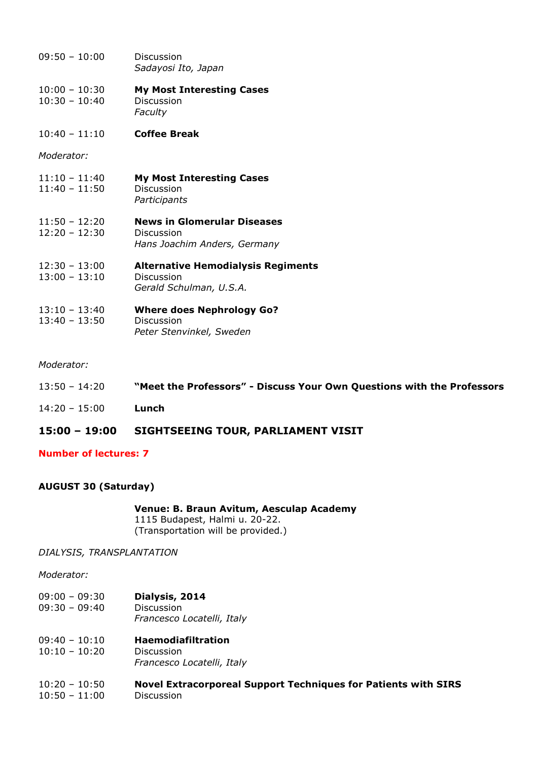09:50 – 10:00 Discussion
*Sadayosi Ito, Japan*

10:00 – 10:30 **My Most Interesting Cases**
10:30 – 10:40 Discussion
*Faculty*

10:40 – 11:10 **Coffee Break**

*Moderator:*

11:10 – 11:40 **My Most Interesting Cases**
11:40 – 11:50 Discussion
*Participants*

11:50 – 12:20 **News in Glomerular Diseases**
12:20 – 12:30 Discussion
*Hans Joachim Anders, Germany*

12:30 – 13:00 **Alternative Hemodialysis Regiments**
13:00 – 13:10 Discussion
*Gerald Schulman, U.S.A.*

13:10 – 13:40 **Where does Nephrology Go?**
13:40 – 13:50 Discussion
*Peter Stenvinkel, Sweden*

*Moderator:*

13:50 – 14:20 **"Meet the Professors" - Discuss Your Own Questions with the Professors**

14:20 – 15:00 **Lunch**

**15:00 – 19:00 SIGHTSEEING TOUR, PARLIAMENT VISIT**

**Number of lectures: 7**

**AUGUST 30 (Saturday)**

**Venue: B. Braun Avitum, Aesculap Academy**
1115 Budapest, Halmi u. 20-22.
(Transportation will be provided.)

*DIALYSIS, TRANSPLANTATION*

*Moderator:*

09:00 – 09:30 **Dialysis, 2014**
09:30 – 09:40 Discussion
*Francesco Locatelli, Italy*

09:40 – 10:10 **Haemodiafiltration**
10:10 – 10:20 Discussion
*Francesco Locatelli, Italy*

10:20 – 10:50 **Novel Extracorporeal Support Techniques for Patients with SIRS**
10:50 – 11:00 Discussion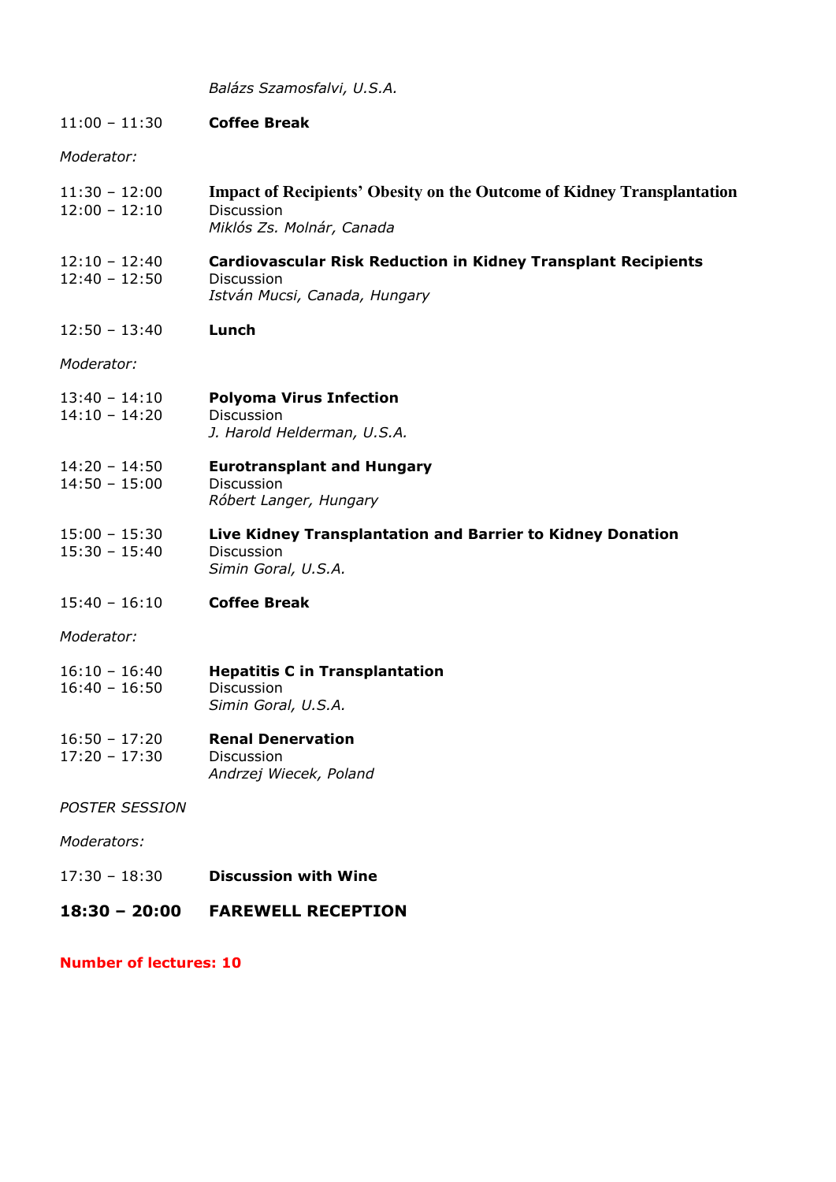*Balázs Szamosfalvi, U.S.A.*

11:00 – 11:30 **Coffee Break**

*Moderator:*

11:30 – 12:00 **Impact of Recipients' Obesity on the Outcome of Kidney Transplantation**
12:00 – 12:10 Discussion
*Miklós Zs. Molnár, Canada*

12:10 – 12:40 **Cardiovascular Risk Reduction in Kidney Transplant Recipients**
12:40 – 12:50 Discussion
*István Mucsi, Canada, Hungary*

12:50 – 13:40 **Lunch**

*Moderator:*

13:40 – 14:10 **Polyoma Virus Infection**
14:10 – 14:20 Discussion
*J. Harold Helderman, U.S.A.*

14:20 – 14:50 **Eurotransplant and Hungary**
14:50 – 15:00 Discussion
*Róbert Langer, Hungary*

15:00 – 15:30 **Live Kidney Transplantation and Barrier to Kidney Donation**
15:30 – 15:40 Discussion
*Simin Goral, U.S.A.*

15:40 – 16:10 **Coffee Break**

*Moderator:*

16:10 – 16:40 **Hepatitis C in Transplantation**
16:40 – 16:50 Discussion
*Simin Goral, U.S.A.*

16:50 – 17:20 **Renal Denervation**
17:20 – 17:30 Discussion
*Andrzej Wiecek, Poland*

*POSTER SESSION*

*Moderators:*

17:30 – 18:30 **Discussion with Wine**

**18:30 – 20:00 FAREWELL RECEPTION**

**Number of lectures: 10**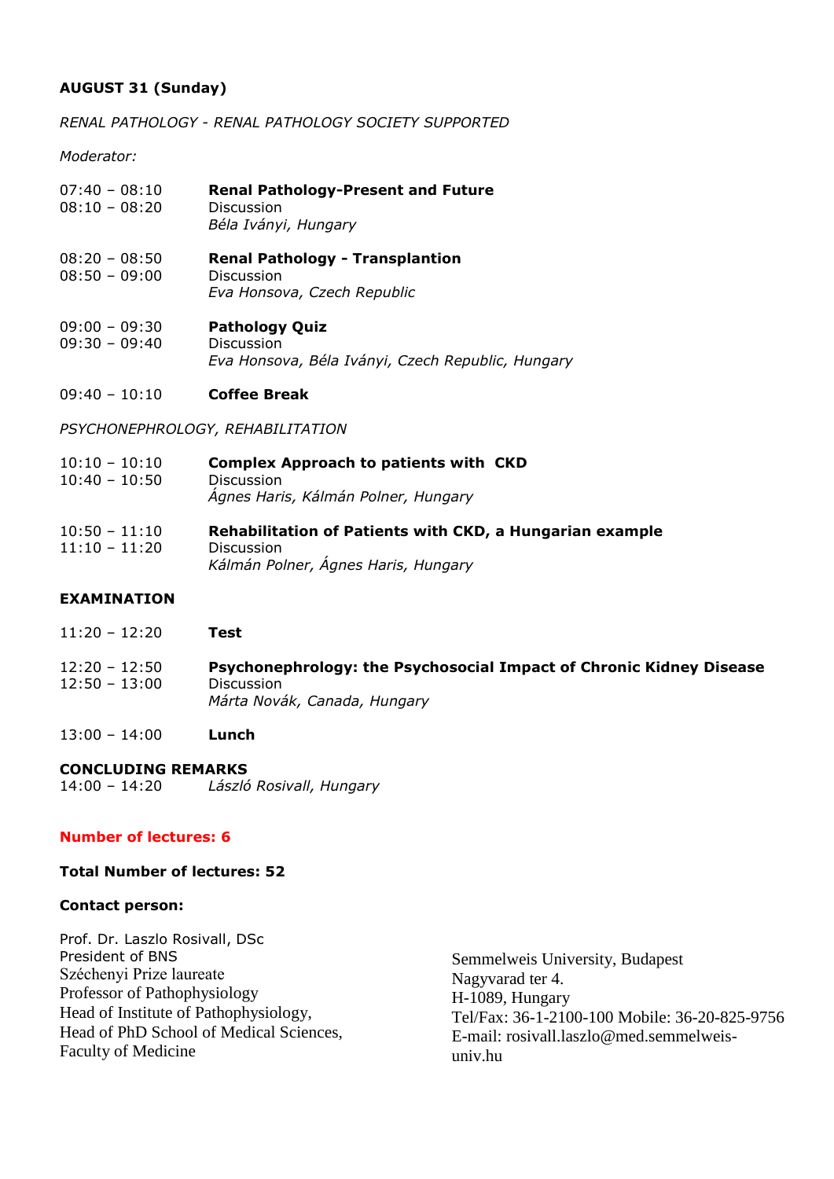**AUGUST 31 (Sunday)**

*RENAL PATHOLOGY - RENAL PATHOLOGY SOCIETY SUPPORTED*

*Moderator:*

07:40 – 08:10 **Renal Pathology-Present and Future**
08:10 – 08:20 Discussion
*Béla Iványi, Hungary*

08:20 – 08:50 **Renal Pathology - Transplantion**
08:50 – 09:00 Discussion
*Eva Honsova, Czech Republic*

09:00 – 09:30 **Pathology Quiz**
09:30 – 09:40 Discussion
*Eva Honsova, Béla Iványi, Czech Republic, Hungary*

09:40 – 10:10 **Coffee Break**

*PSYCHONEPHROLOGY, REHABILITATION*

10:10 – 10:10 **Complex Approach to patients with CKD**
10:40 – 10:50 Discussion
*Ágnes Haris, Kálmán Polner, Hungary*

10:50 – 11:10 **Rehabilitation of Patients with CKD, a Hungarian example**
11:10 – 11:20 Discussion
*Kálmán Polner, Ágnes Haris, Hungary*

**EXAMINATION**

11:20 – 12:20 **Test**

12:20 – 12:50 **Psychonephrology: the Psychosocial Impact of Chronic Kidney Disease**
12:50 – 13:00 Discussion
*Márta Novák, Canada, Hungary*

13:00 – 14:00 **Lunch**

**CONCLUDING REMARKS**
14:00 – 14:20 *László Rosivall, Hungary*

**Number of lectures: 6**

**Total Number of lectures: 52**

**Contact person:**

Prof. Dr. Laszlo Rosivall, DSc
President of BNS
Széchenyi Prize laureate
Professor of Pathophysiology
Head of Institute of Pathophysiology,
Head of PhD School of Medical Sciences,
Faculty of Medicine

Semmelweis University, Budapest
Nagyvarad ter 4.
H-1089, Hungary
Tel/Fax: 36-1-2100-100 Mobile: 36-20-825-9756
E-mail: rosivall.laszlo@med.semmelweis-univ.hu